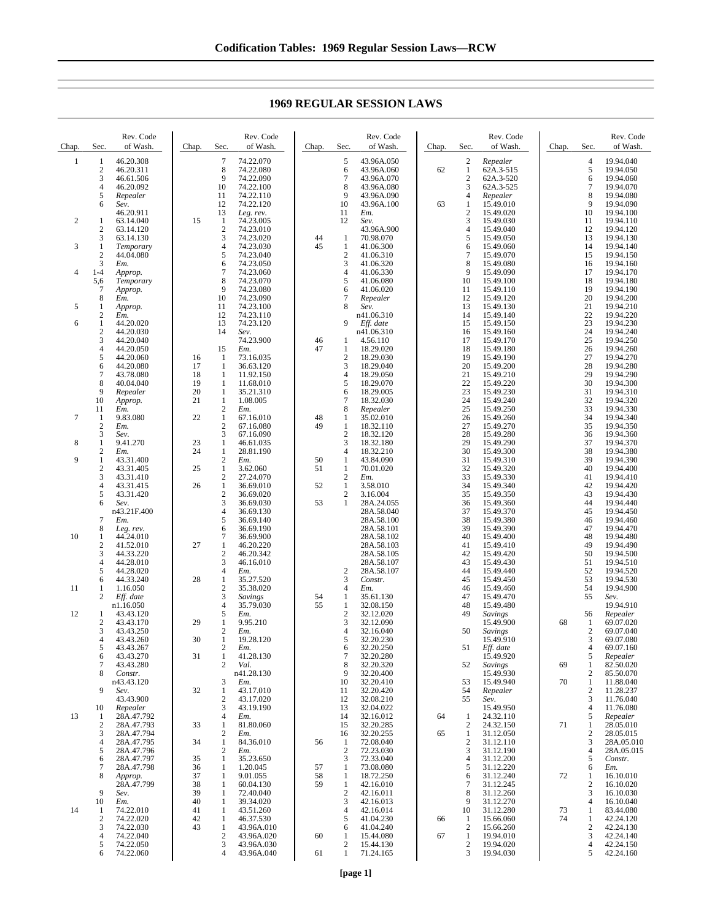# 1969 REGULAR SESSION LAWS

| Chap. | Sec. | Rev. Code of Wash. |
|---|---|---|
| 1 | 1 | 46.20.308 |
| | 2 | 46.20.311 |
| | 3 | 46.61.506 |
| | 4 | 46.20.092 |
| | 5 | *Repealer* |
| | 6 | *Sev.* 46.20.911 |
| 2 | 1 | 63.14.040 |
| | 2 | 63.14.120 |
| | 3 | 63.14.130 |
| 3 | 1 | *Temporary* |
| | 2 | 44.04.080 |
| | 3 | *Em.* |
| 4 | 1-4 | *Approp.* |
| | 5,6 | *Temporary* |
| | 7 | *Approp.* |
| | 8 | *Em.* |
| 5 | 1 | *Approp.* |
| | 2 | *Em.* |
| 6 | 1 | 44.20.020 |
| | 2 | 44.20.030 |
| | 3 | 44.20.040 |
| | 4 | 44.20.050 |
| | 5 | 44.20.060 |
| | 6 | 44.20.080 |
| | 7 | 43.78.080 |
| | 8 | 40.04.040 |
| | 9 | *Repealer* |
| | 10 | *Approp.* |
| | 11 | *Em.* |
| 7 | 1 | 9.83.080 |
| | 2 | *Em.* |
| | 3 | *Sev.* |
| 8 | 1 | 9.41.270 |
| | 2 | *Em.* |
| 9 | 1 | 43.31.400 |
| | 2 | 43.31.405 |
| | 3 | 43.31.410 |
| | 4 | 43.31.415 |
| | 5 | 43.31.420 |
| | 6 | *Sev.* n43.21F.400 |
| | 7 | *Em.* |
| | 8 | *Leg. rev.* |
| 10 | 1 | 44.24.010 |
| | 2 | 41.52.010 |
| | 3 | 44.33.220 |
| | 4 | 44.28.010 |
| | 5 | 44.28.020 |
| | 6 | 44.33.240 |
| 11 | 1 | 1.16.050 |
| | 2 | *Eff. date* n1.16.050 |
| 12 | 1 | 43.43.120 |
| | 2 | 43.43.170 |
| | 3 | 43.43.250 |
| | 4 | 43.43.260 |
| | 5 | 43.43.267 |
| | 6 | 43.43.270 |
| | 7 | 43.43.280 |
| | 8 | *Constr.* n43.43.120 |
| | 9 | *Sev.* 43.43.900 |
| | 10 | *Repealer* |
| 13 | 1 | 28A.47.792 |
| | 2 | 28A.47.793 |
| | 3 | 28A.47.794 |
| | 4 | 28A.47.795 |
| | 5 | 28A.47.796 |
| | 6 | 28A.47.797 |
| | 7 | 28A.47.798 |
| | 8 | *Approp.* 28A.47.799 |
| | 9 | *Sev.* |
| | 10 | *Em.* |
| 14 | 1 | 74.22.010 |
| | 2 | 74.22.020 |
| | 3 | 74.22.030 |
| | 4 | 74.22.040 |
| | 5 | 74.22.050 |
| | 6 | 74.22.060 |
| | 7 | 74.22.070 |
| | 8 | 74.22.080 |
| | 9 | 74.22.090 |
| | 10 | 74.22.100 |
| | 11 | 74.22.110 |
| | 12 | 74.22.120 |
| | 13 | *Leg. rev.* |
| 15 | 1 | 74.23.005 |
| | 2 | 74.23.010 |
| | 3 | 74.23.020 |
| | 4 | 74.23.030 |
| | 5 | 74.23.040 |
| | 6 | 74.23.050 |
| | 7 | 74.23.060 |
| | 8 | 74.23.070 |
| | 9 | 74.23.080 |
| | 10 | 74.23.090 |
| | 11 | 74.23.100 |
| | 12 | 74.23.110 |
| | 13 | 74.23.120 |
| | 14 | *Sev.* 74.23.900 |
| | 15 | *Em.* |
| 16 | 1 | 73.16.035 |
| 17 | 1 | 36.63.120 |
| 18 | 1 | 11.92.150 |
| 19 | 1 | 11.68.010 |
| 20 | 1 | 35.21.310 |
| 21 | 1 | 1.08.005 |
| | 2 | *Em.* |
| 22 | 1 | 67.16.010 |
| | 2 | 67.16.080 |
| | 3 | 67.16.090 |
| 23 | 1 | 46.61.035 |
| 24 | 1 | 28.81.190 |
| | 2 | *Em.* |
| 25 | 1 | 3.62.060 |
| | 2 | 27.24.070 |
| 26 | 1 | 36.69.010 |
| | 2 | 36.69.020 |
| | 3 | 36.69.030 |
| | 4 | 36.69.130 |
| | 5 | 36.69.140 |
| | 6 | 36.69.190 |
| | 7 | 36.69.900 |
| 27 | 1 | 46.20.220 |
| | 2 | 46.20.342 |
| | 3 | 46.16.010 |
| | 4 | *Em.* |
| 28 | 1 | 35.27.520 |
| | 2 | 35.38.020 |
| | 3 | *Savings* |
| | 4 | 35.79.030 |
| | 5 | *Em.* |
| 29 | 1 | 9.95.210 |
| | 2 | *Em.* |
| 30 | 1 | 19.28.120 |
| | 2 | *Em.* |
| 31 | 1 | 41.28.130 |
| | 2 | *Val.* n41.28.130 |
| | 3 | *Em.* |
| 32 | 1 | 43.17.010 |
| | 2 | 43.17.020 |
| | 3 | 43.19.190 |
| | 4 | *Em.* |
| 33 | 1 | 81.80.060 |
| | 2 | *Em.* |
| 34 | 1 | 84.36.010 |
| | 2 | *Em.* |
| 35 | 1 | 35.23.650 |
| 36 | 1 | 1.20.045 |
| 37 | 1 | 9.01.055 |
| 38 | 1 | 60.04.130 |
| 39 | 1 | 72.40.040 |
| 40 | 1 | 39.34.020 |
| 41 | 1 | 43.51.260 |
| 42 | 1 | 46.37.530 |
| 43 | 1 | 43.96A.010 |
| | 2 | 43.96A.020 |
| | 3 | 43.96A.030 |
| | 4 | 43.96A.040 |
| | 5 | 43.96A.050 |
| | 6 | 43.96A.060 |
| | 7 | 43.96A.070 |
| | 8 | 43.96A.080 |
| | 9 | 43.96A.090 |
| | 10 | 43.96A.100 |
| | 11 | *Em.* |
| | 12 | *Sev.* 43.96A.900 |
| 44 | 1 | 70.98.070 |
| 45 | 1 | 41.06.300 |
| | 2 | 41.06.310 |
| | 3 | 41.06.320 |
| | 4 | 41.06.330 |
| | 5 | 41.06.080 |
| | 6 | 41.06.020 |
| | 7 | *Repealer* |
| | 8 | *Sev.* n41.06.310 |
| | 9 | *Eff. date* n41.06.310 |
| 46 | 1 | 4.56.110 |
| 47 | 1 | 18.29.020 |
| | 2 | 18.29.030 |
| | 3 | 18.29.040 |
| | 4 | 18.29.050 |
| | 5 | 18.29.070 |
| | 6 | 18.29.005 |
| | 7 | 18.32.030 |
| | 8 | *Repealer* |
| 48 | 1 | 35.02.010 |
| 49 | 1 | 18.32.110 |
| | 2 | 18.32.120 |
| | 3 | 18.32.180 |
| | 4 | 18.32.210 |
| 50 | 1 | 43.84.090 |
| 51 | 1 | 70.01.020 |
| | 2 | *Em.* |
| 52 | 1 | 3.58.010 |
| | 2 | 3.16.004 |
| 53 | 1 | 28A.24.055 28A.58.040 28A.58.100 28A.58.101 28A.58.102 28A.58.103 28A.58.105 28A.58.107 |
| | 2 | 28A.58.107 |
| | 3 | *Constr.* |
| | 4 | *Em.* |
| 54 | 1 | 35.61.130 |
| 55 | 1 | 32.08.150 |
| | 2 | 32.12.020 |
| | 3 | 32.12.090 |
| | 4 | 32.16.040 |
| | 5 | 32.20.230 |
| | 6 | 32.20.250 |
| | 7 | 32.20.280 |
| | 8 | 32.20.320 |
| | 9 | 32.20.400 |
| | 10 | 32.20.410 |
| | 11 | 32.20.420 |
| | 12 | 32.08.210 |
| | 13 | 32.04.022 |
| | 14 | 32.16.012 |
| | 15 | 32.20.285 |
| | 16 | 32.20.255 |
| 56 | 1 | 72.08.040 |
| | 2 | 72.23.030 |
| | 3 | 72.33.040 |
| 57 | 1 | 73.08.080 |
| 58 | 1 | 18.72.250 |
| 59 | 1 | 42.16.010 |
| | 2 | 42.16.011 |
| | 3 | 42.16.013 |
| | 4 | 42.16.014 |
| | 5 | 41.04.230 |
| | 6 | 41.04.240 |
| 60 | 1 | 15.44.080 |
| | 2 | 15.44.130 |
| 61 | 1 | 71.24.165 |
| | 2 | *Repealer* |
| 62 | 1 | 62A.3-515 |
| | 2 | 62A.3-520 |
| | 3 | 62A.3-525 |
| | 4 | *Repealer* |
| 63 | 1 | 15.49.010 |
| | 2 | 15.49.020 |
| | 3 | 15.49.030 |
| | 4 | 15.49.040 |
| | 5 | 15.49.050 |
| | 6 | 15.49.060 |
| | 7 | 15.49.070 |
| | 8 | 15.49.080 |
| | 9 | 15.49.090 |
| | 10 | 15.49.100 |
| | 11 | 15.49.110 |
| | 12 | 15.49.120 |
| | 13 | 15.49.130 |
| | 14 | 15.49.140 |
| | 15 | 15.49.150 |
| | 16 | 15.49.160 |
| | 17 | 15.49.170 |
| | 18 | 15.49.180 |
| | 19 | 15.49.190 |
| | 20 | 15.49.200 |
| | 21 | 15.49.210 |
| | 22 | 15.49.220 |
| | 23 | 15.49.230 |
| | 24 | 15.49.240 |
| | 25 | 15.49.250 |
| | 26 | 15.49.260 |
| | 27 | 15.49.270 |
| | 28 | 15.49.280 |
| | 29 | 15.49.290 |
| | 30 | 15.49.300 |
| | 31 | 15.49.310 |
| | 32 | 15.49.320 |
| | 33 | 15.49.330 |
| | 34 | 15.49.340 |
| | 35 | 15.49.350 |
| | 36 | 15.49.360 |
| | 37 | 15.49.370 |
| | 38 | 15.49.380 |
| | 39 | 15.49.390 |
| | 40 | 15.49.400 |
| | 41 | 15.49.410 |
| | 42 | 15.49.420 |
| | 43 | 15.49.430 |
| | 44 | 15.49.440 |
| | 45 | 15.49.450 |
| | 46 | 15.49.460 |
| | 47 | 15.49.470 |
| | 48 | 15.49.480 |
| | 49 | *Savings* 15.49.900 |
| | 50 | *Savings* 15.49.910 |
| | 51 | *Eff. date* 15.49.920 |
| | 52 | *Savings* 15.49.930 |
| | 53 | 15.49.940 |
| | 54 | *Repealer* |
| | 55 | *Sev.* 15.49.950 |
| 64 | 1 | 24.32.110 |
| | 2 | 24.32.150 |
| 65 | 1 | 31.12.050 |
| | 2 | 31.12.110 |
| | 3 | 31.12.190 |
| | 4 | 31.12.200 |
| | 5 | 31.12.220 |
| | 6 | 31.12.240 |
| | 7 | 31.12.245 |
| | 8 | 31.12.260 |
| | 9 | 31.12.270 |
| | 10 | 31.12.280 |
| 66 | 1 | 15.66.060 |
| | 2 | 15.66.260 |
| 67 | 1 | 19.94.010 |
| | 2 | 19.94.020 |
| | 3 | 19.94.030 |
| | 4 | 19.94.040 |
| | 5 | 19.94.050 |
| | 6 | 19.94.060 |
| | 7 | 19.94.070 |
| | 8 | 19.94.080 |
| | 9 | 19.94.090 |
| | 10 | 19.94.100 |
| | 11 | 19.94.110 |
| | 12 | 19.94.120 |
| | 13 | 19.94.130 |
| | 14 | 19.94.140 |
| | 15 | 19.94.150 |
| | 16 | 19.94.160 |
| | 17 | 19.94.170 |
| | 18 | 19.94.180 |
| | 19 | 19.94.190 |
| | 20 | 19.94.200 |
| | 21 | 19.94.210 |
| | 22 | 19.94.220 |
| | 23 | 19.94.230 |
| | 24 | 19.94.240 |
| | 25 | 19.94.250 |
| | 26 | 19.94.260 |
| | 27 | 19.94.270 |
| | 28 | 19.94.280 |
| | 29 | 19.94.290 |
| | 30 | 19.94.300 |
| | 31 | 19.94.310 |
| | 32 | 19.94.320 |
| | 33 | 19.94.330 |
| | 34 | 19.94.340 |
| | 35 | 19.94.350 |
| | 36 | 19.94.360 |
| | 37 | 19.94.370 |
| | 38 | 19.94.380 |
| | 39 | 19.94.390 |
| | 40 | 19.94.400 |
| | 41 | 19.94.410 |
| | 42 | 19.94.420 |
| | 43 | 19.94.430 |
| | 44 | 19.94.440 |
| | 45 | 19.94.450 |
| | 46 | 19.94.460 |
| | 47 | 19.94.470 |
| | 48 | 19.94.480 |
| | 49 | 19.94.490 |
| | 50 | 19.94.500 |
| | 51 | 19.94.510 |
| | 52 | 19.94.520 |
| | 53 | 19.94.530 |
| | 54 | 19.94.900 |
| | 55 | *Sev.* 19.94.910 |
| | 56 | *Repealer* |
| 68 | 1 | 69.07.020 |
| | 2 | 69.07.040 |
| | 3 | 69.07.080 |
| | 4 | 69.07.160 |
| | 5 | *Repealer* |
| 69 | 1 | 82.50.020 |
| | 2 | 85.50.070 |
| 70 | 1 | 11.88.040 |
| | 2 | 11.28.237 |
| | 3 | 11.76.040 |
| | 4 | 11.76.080 |
| | 5 | *Repealer* |
| 71 | 1 | 28.05.010 |
| | 2 | 28.05.015 |
| | 3 | 28A.05.010 |
| | 4 | 28A.05.015 |
| | 5 | *Constr.* |
| | 6 | *Em.* |
| 72 | 1 | 16.10.010 |
| | 2 | 16.10.020 |
| | 3 | 16.10.030 |
| | 4 | 16.10.040 |
| 73 | 1 | 83.44.080 |
| 74 | 1 | 42.24.120 |
| | 2 | 42.24.130 |
| | 3 | 42.24.140 |
| | 4 | 42.24.150 |
| | 5 | 42.24.160 |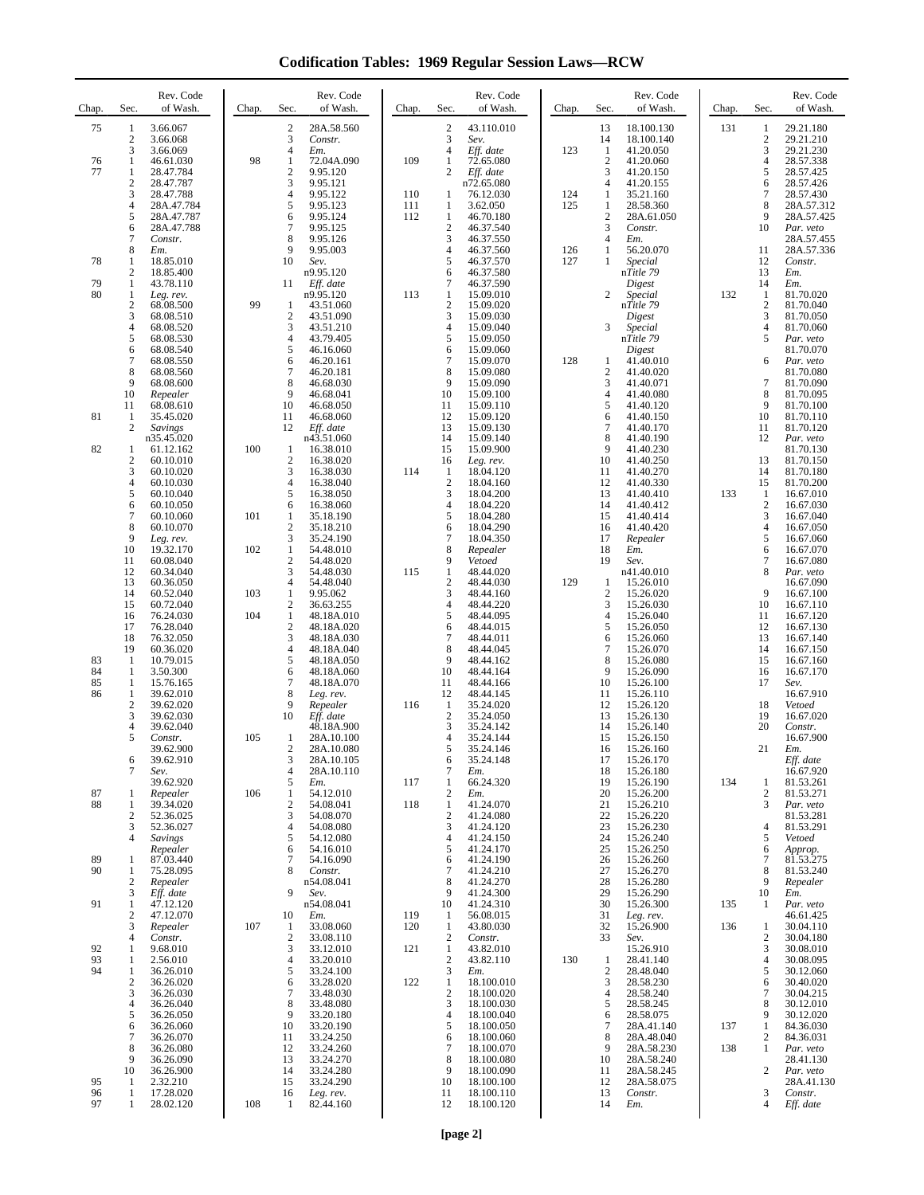# Codification Tables: 1969 Regular Session Laws—RCW

| Chap. | Sec. | Rev. Code of Wash. |
|---|---|---|
| 75 | 1 | 3.66.067 |
| | 2 | 3.66.068 |
| | 3 | 3.66.069 |
| 76 | 1 | 46.61.030 |
| 77 | 1 | 28.47.784 |
| | 2 | 28.47.787 |
| | 3 | 28.47.788 |
| | 4 | 28A.47.784 |
| | 5 | 28A.47.787 |
| | 6 | 28A.47.788 |
| | 7 | *Constr.* |
| | 8 | *Em.* |
| 78 | 1 | 18.85.010 |
| | 2 | 18.85.400 |
| 79 | 1 | 43.78.110 |
| 80 | 1 | *Leg. rev.* |
| | 2 | 68.08.500 |
| | 3 | 68.08.510 |
| | 4 | 68.08.520 |
| | 5 | 68.08.530 |
| | 6 | 68.08.540 |
| | 7 | 68.08.550 |
| | 8 | 68.08.560 |
| | 9 | 68.08.600 |
| | 10 | *Repealer* |
| | 11 | 68.08.610 |
| 81 | 1 | 35.45.020 |
| | 2 | *Savings* n35.45.020 |
| 82 | 1 | 61.12.162 |
| | 2 | 60.10.010 |
| | 3 | 60.10.020 |
| | 4 | 60.10.030 |
| | 5 | 60.10.040 |
| | 6 | 60.10.050 |
| | 7 | 60.10.060 |
| | 8 | 60.10.070 |
| | 9 | *Leg. rev.* |
| | 10 | 19.32.170 |
| | 11 | 60.08.040 |
| | 12 | 60.34.040 |
| | 13 | 60.36.050 |
| | 14 | 60.52.040 |
| | 15 | 60.72.040 |
| | 16 | 76.24.030 |
| | 17 | 76.28.040 |
| | 18 | 76.32.050 |
| | 19 | 60.36.020 |
| 83 | 1 | 10.79.015 |
| 84 | 1 | 3.50.300 |
| 85 | 1 | 15.76.165 |
| 86 | 1 | 39.62.010 |
| | 2 | 39.62.020 |
| | 3 | 39.62.030 |
| | 4 | 39.62.040 |
| | 5 | *Constr.* 39.62.900 |
| | 6 | 39.62.910 |
| | 7 | *Sev.* 39.62.920 |
| 87 | 1 | *Repealer* |
| 88 | 1 | 39.34.020 |
| | 2 | 52.36.025 |
| | 3 | 52.36.027 |
| | 4 | *Savings Repealer* |
| 89 | 1 | 87.03.440 |
| 90 | 1 | 75.28.095 |
| | 2 | *Repealer* |
| | 3 | *Eff. date* |
| 91 | 1 | 47.12.120 |
| | 2 | 47.12.070 |
| | 3 | *Repealer* |
| | 4 | *Constr.* |
| 92 | 1 | 9.68.010 |
| 93 | 1 | 2.56.010 |
| 94 | 1 | 36.26.010 |
| | 2 | 36.26.020 |
| | 3 | 36.26.030 |
| | 4 | 36.26.040 |
| | 5 | 36.26.050 |
| | 6 | 36.26.060 |
| | 7 | 36.26.070 |
| | 8 | 36.26.080 |
| | 9 | 36.26.090 |
| | 10 | 36.26.900 |
| 95 | 1 | 2.32.210 |
| 96 | 1 | 17.28.020 |
| 97 | 1 | 28.02.120 |
| | 2 | 28A.58.560 |
| | 3 | *Constr.* |
| | 4 | *Em.* |
| 98 | 1 | 72.04A.090 |
| | 2 | 9.95.120 |
| | 3 | 9.95.121 |
| | 4 | 9.95.122 |
| | 5 | 9.95.123 |
| | 6 | 9.95.124 |
| | 7 | 9.95.125 |
| | 8 | 9.95.126 |
| | 9 | 9.95.003 |
| | 10 | *Sev.* n9.95.120 |
| | 11 | *Eff. date* n9.95.120 |
| 99 | 1 | 43.51.060 |
| | 2 | 43.51.090 |
| | 3 | 43.51.210 |
| | 4 | 43.79.405 |
| | 5 | 46.16.060 |
| | 6 | 46.20.161 |
| | 7 | 46.20.181 |
| | 8 | 46.68.030 |
| | 9 | 46.68.041 |
| | 10 | 46.68.050 |
| | 11 | 46.68.060 |
| | 12 | *Eff. date* n43.51.060 |
| 100 | 1 | 16.38.010 |
| | 2 | 16.38.020 |
| | 3 | 16.38.030 |
| | 4 | 16.38.040 |
| | 5 | 16.38.050 |
| | 6 | 16.38.060 |
| 101 | 1 | 35.18.190 |
| | 2 | 35.18.210 |
| | 3 | 35.24.190 |
| 102 | 1 | 54.48.010 |
| | 2 | 54.48.020 |
| | 3 | 54.48.030 |
| | 4 | 54.48.040 |
| 103 | 1 | 9.95.062 |
| | 2 | 36.63.255 |
| 104 | 1 | 48.18A.010 |
| | 2 | 48.18A.020 |
| | 3 | 48.18A.030 |
| | 4 | 48.18A.040 |
| | 5 | 48.18A.050 |
| | 6 | 48.18A.060 |
| | 7 | 48.18A.070 |
| | 8 | *Leg. rev.* |
| | 9 | *Repealer* |
| | 10 | *Eff. date* 48.18A.900 |
| 105 | 1 | 28A.10.100 |
| | 2 | 28A.10.080 |
| | 3 | 28A.10.105 |
| | 4 | 28A.10.110 |
| | 5 | *Em.* |
| 106 | 1 | 54.12.010 |
| | 2 | 54.08.041 |
| | 3 | 54.08.070 |
| | 4 | 54.08.080 |
| | 5 | 54.12.080 |
| | 6 | 54.16.010 |
| | 7 | 54.16.090 |
| | 8 | *Constr.* n54.08.041 |
| | 9 | *Sev.* n54.08.041 |
| | 10 | *Em.* |
| 107 | 1 | 33.08.060 |
| | 2 | 33.08.110 |
| | 3 | 33.12.010 |
| | 4 | 33.20.010 |
| | 5 | 33.24.100 |
| | 6 | 33.28.020 |
| | 7 | 33.48.030 |
| | 8 | 33.48.080 |
| | 9 | 33.20.180 |
| | 10 | 33.20.190 |
| | 11 | 33.24.250 |
| | 12 | 33.24.260 |
| | 13 | 33.24.270 |
| | 14 | 33.24.280 |
| | 15 | 33.24.290 |
| | 16 | *Leg. rev.* |
| 108 | 1 | 82.44.160 |
| | 2 | 43.110.010 |
| | 3 | *Sev.* |
| | 4 | *Eff. date* |
| 109 | 1 | 72.65.080 |
| | 2 | *Eff. date* n72.65.080 |
| 110 | 1 | 76.12.030 |
| 111 | 1 | 3.62.050 |
| 112 | 1 | 46.70.180 |
| | 2 | 46.37.540 |
| | 3 | 46.37.550 |
| | 4 | 46.37.560 |
| | 5 | 46.37.570 |
| | 6 | 46.37.580 |
| | 7 | 46.37.590 |
| 113 | 1 | 15.09.010 |
| | 2 | 15.09.020 |
| | 3 | 15.09.030 |
| | 4 | 15.09.040 |
| | 5 | 15.09.050 |
| | 6 | 15.09.060 |
| | 7 | 15.09.070 |
| | 8 | 15.09.080 |
| | 9 | 15.09.090 |
| | 10 | 15.09.100 |
| | 11 | 15.09.110 |
| | 12 | 15.09.120 |
| | 13 | 15.09.130 |
| | 14 | 15.09.140 |
| | 15 | 15.09.900 |
| | 16 | *Leg. rev.* |
| 114 | 1 | 18.04.120 |
| | 2 | 18.04.160 |
| | 3 | 18.04.200 |
| | 4 | 18.04.220 |
| | 5 | 18.04.280 |
| | 6 | 18.04.290 |
| | 7 | 18.04.350 |
| | 8 | *Repealer* |
| | 9 | *Vetoed* |
| 115 | 1 | 48.44.020 |
| | 2 | 48.44.030 |
| | 3 | 48.44.160 |
| | 4 | 48.44.220 |
| | 5 | 48.44.095 |
| | 6 | 48.44.015 |
| | 7 | 48.44.011 |
| | 8 | 48.44.045 |
| | 9 | 48.44.162 |
| | 10 | 48.44.164 |
| | 11 | 48.44.166 |
| | 12 | 48.44.145 |
| 116 | 1 | 35.24.020 |
| | 2 | 35.24.050 |
| | 3 | 35.24.142 |
| | 4 | 35.24.144 |
| | 5 | 35.24.146 |
| | 6 | 35.24.148 |
| | 7 | *Em.* |
| 117 | 1 | 66.24.320 |
| | 2 | *Em.* |
| 118 | 1 | 41.24.070 |
| | 2 | 41.24.080 |
| | 3 | 41.24.120 |
| | 4 | 41.24.150 |
| | 5 | 41.24.170 |
| | 6 | 41.24.190 |
| | 7 | 41.24.210 |
| | 8 | 41.24.270 |
| | 9 | 41.24.300 |
| | 10 | 41.24.310 |
| 119 | 1 | 56.08.015 |
| 120 | 1 | 43.80.030 |
| | 2 | *Constr.* |
| 121 | 1 | 43.82.010 |
| | 2 | 43.82.110 |
| | 3 | *Em.* |
| 122 | 1 | 18.100.010 |
| | 2 | 18.100.020 |
| | 3 | 18.100.030 |
| | 4 | 18.100.040 |
| | 5 | 18.100.050 |
| | 6 | 18.100.060 |
| | 7 | 18.100.070 |
| | 8 | 18.100.080 |
| | 9 | 18.100.090 |
| | 10 | 18.100.100 |
| | 11 | 18.100.110 |
| | 12 | 18.100.120 |
| | 13 | 18.100.130 |
| | 14 | 18.100.140 |
| 123 | 1 | 41.20.050 |
| | 2 | 41.20.060 |
| | 3 | 41.20.150 |
| | 4 | 41.20.155 |
| 124 | 1 | 35.21.160 |
| 125 | 1 | 28.58.360 |
| | 2 | 28A.61.050 |
| | 3 | *Constr.* |
| | 4 | *Em.* |
| 126 | 1 | 56.20.070 |
| 127 | 1 | *Special* n*Title 79 Digest* |
| | 2 | *Special* n*Title 79 Digest* |
| | 3 | *Special* n*Title 79 Digest* |
| 128 | 1 | 41.40.010 |
| | 2 | 41.40.020 |
| | 3 | 41.40.071 |
| | 4 | 41.40.080 |
| | 5 | 41.40.120 |
| | 6 | 41.40.150 |
| | 7 | 41.40.170 |
| | 8 | 41.40.190 |
| | 9 | 41.40.230 |
| | 10 | 41.40.250 |
| | 11 | 41.40.270 |
| | 12 | 41.40.330 |
| | 13 | 41.40.410 |
| | 14 | 41.40.412 |
| | 15 | 41.40.414 |
| | 16 | 41.40.420 |
| | 17 | *Repealer* |
| | 18 | *Em.* |
| | 19 | *Sev.* n41.40.010 |
| 129 | 1 | 15.26.010 |
| | 2 | 15.26.020 |
| | 3 | 15.26.030 |
| | 4 | 15.26.040 |
| | 5 | 15.26.050 |
| | 6 | 15.26.060 |
| | 7 | 15.26.070 |
| | 8 | 15.26.080 |
| | 9 | 15.26.090 |
| | 10 | 15.26.100 |
| | 11 | 15.26.110 |
| | 12 | 15.26.120 |
| | 13 | 15.26.130 |
| | 14 | 15.26.140 |
| | 15 | 15.26.150 |
| | 16 | 15.26.160 |
| | 17 | 15.26.170 |
| | 18 | 15.26.180 |
| | 19 | 15.26.190 |
| | 20 | 15.26.200 |
| | 21 | 15.26.210 |
| | 22 | 15.26.220 |
| | 23 | 15.26.230 |
| | 24 | 15.26.240 |
| | 25 | 15.26.250 |
| | 26 | 15.26.260 |
| | 27 | 15.26.270 |
| | 28 | 15.26.280 |
| | 29 | 15.26.290 |
| | 30 | 15.26.300 |
| | 31 | *Leg. rev.* |
| | 32 | 15.26.900 |
| | 33 | *Sev.* 15.26.910 |
| 130 | 1 | 28.41.140 |
| | 2 | 28.48.040 |
| | 3 | 28.58.230 |
| | 4 | 28.58.240 |
| | 5 | 28.58.245 |
| | 6 | 28.58.075 |
| | 7 | 28A.41.140 |
| | 8 | 28A.48.040 |
| | 9 | 28A.58.230 |
| | 10 | 28A.58.240 |
| | 11 | 28A.58.245 |
| | 12 | 28A.58.075 |
| | 13 | *Constr.* |
| | 14 | *Em.* |
| 131 | 1 | 29.21.180 |
| | 2 | 29.21.210 |
| | 3 | 29.21.230 |
| | 4 | 28.57.338 |
| | 5 | 28.57.425 |
| | 6 | 28.57.426 |
| | 7 | 28.57.430 |
| | 8 | 28A.57.312 |
| | 9 | 28A.57.425 |
| | 10 | *Par. veto* 28A.57.455 |
| | 11 | 28A.57.336 |
| | 12 | *Constr.* |
| | 13 | *Em.* |
| | 14 | *Em.* |
| 132 | 1 | 81.70.020 |
| | 2 | 81.70.040 |
| | 3 | 81.70.050 |
| | 4 | 81.70.060 |
| | 5 | *Par. veto* 81.70.070 |
| | 6 | *Par. veto* 81.70.080 |
| | 7 | 81.70.090 |
| | 8 | 81.70.095 |
| | 9 | 81.70.100 |
| | 10 | 81.70.110 |
| | 11 | 81.70.120 |
| | 12 | *Par. veto* 81.70.130 |
| | 13 | 81.70.150 |
| | 14 | 81.70.180 |
| | 15 | 81.70.200 |
| 133 | 1 | 16.67.010 |
| | 2 | 16.67.030 |
| | 3 | 16.67.040 |
| | 4 | 16.67.050 |
| | 5 | 16.67.060 |
| | 6 | 16.67.070 |
| | 7 | 16.67.080 |
| | 8 | *Par. veto* 16.67.090 |
| | 9 | 16.67.100 |
| | 10 | 16.67.110 |
| | 11 | 16.67.120 |
| | 12 | 16.67.130 |
| | 13 | 16.67.140 |
| | 14 | 16.67.150 |
| | 15 | 16.67.160 |
| | 16 | 16.67.170 |
| | 17 | *Sev.* 16.67.910 |
| | 18 | *Vetoed* |
| | 19 | 16.67.020 |
| | 20 | *Constr.* 16.67.900 |
| | 21 | *Em. Eff. date* 16.67.920 |
| 134 | 1 | 81.53.261 |
| | 2 | 81.53.271 |
| | 3 | *Par. veto* 81.53.281 |
| | 4 | 81.53.291 |
| | 5 | *Vetoed* |
| | 6 | *Approp.* |
| | 7 | 81.53.275 |
| | 8 | 81.53.240 |
| | 9 | *Repealer* |
| | 10 | *Em.* |
| 135 | 1 | *Par. veto* 46.61.425 |
| 136 | 1 | 30.04.110 |
| | 2 | 30.04.180 |
| | 3 | 30.08.010 |
| | 4 | 30.08.095 |
| | 5 | 30.12.060 |
| | 6 | 30.40.020 |
| | 7 | 30.04.215 |
| | 8 | 30.12.010 |
| | 9 | 30.12.020 |
| 137 | 1 | 84.36.030 |
| | 2 | 84.36.031 |
| 138 | 1 | *Par. veto* 28.41.130 |
| | 2 | *Par. veto* 28A.41.130 |
| | 3 | *Constr.* |
| | 4 | *Eff. date* |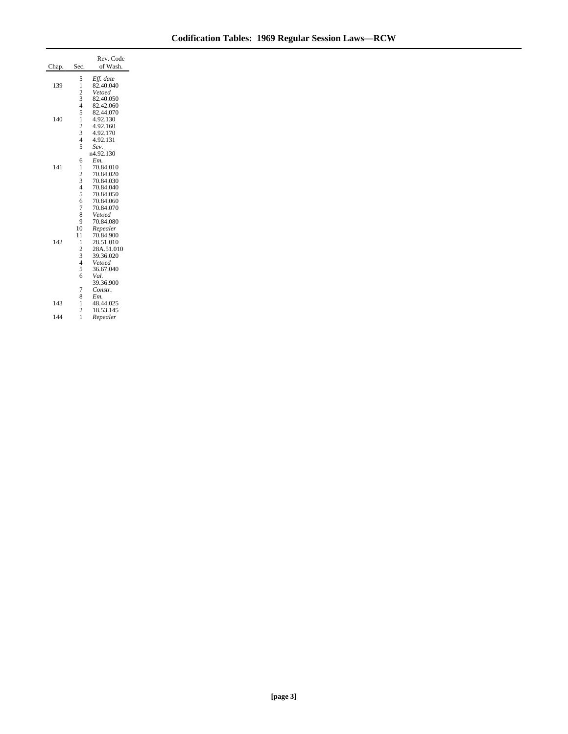| Chap. | Sec. | Rev. Code of Wash. |
|---|---|---|
| | 5 | *Eff. date* |
| 139 | 1 | 82.40.040 |
| | 2 | *Vetoed* |
| | 3 | 82.40.050 |
| | 4 | 82.42.060 |
| | 5 | 82.44.070 |
| 140 | 1 | 4.92.130 |
| | 2 | 4.92.160 |
| | 3 | 4.92.170 |
| | 4 | 4.92.131 |
| | 5 | *Sev.* n4.92.130 |
| | 6 | *Em.* |
| 141 | 1 | 70.84.010 |
| | 2 | 70.84.020 |
| | 3 | 70.84.030 |
| | 4 | 70.84.040 |
| | 5 | 70.84.050 |
| | 6 | 70.84.060 |
| | 7 | 70.84.070 |
| | 8 | *Vetoed* |
| | 9 | 70.84.080 |
| | 10 | *Repealer* |
| | 11 | 70.84.900 |
| 142 | 1 | 28.51.010 |
| | 2 | 28A.51.010 |
| | 3 | 39.36.020 |
| | 4 | *Vetoed* |
| | 5 | 36.67.040 |
| | 6 | *Val.* 39.36.900 |
| | 7 | *Constr.* |
| | 8 | *Em.* |
| 143 | 1 | 48.44.025 |
| | 2 | 18.53.145 |
| 144 | 1 | *Repealer* |